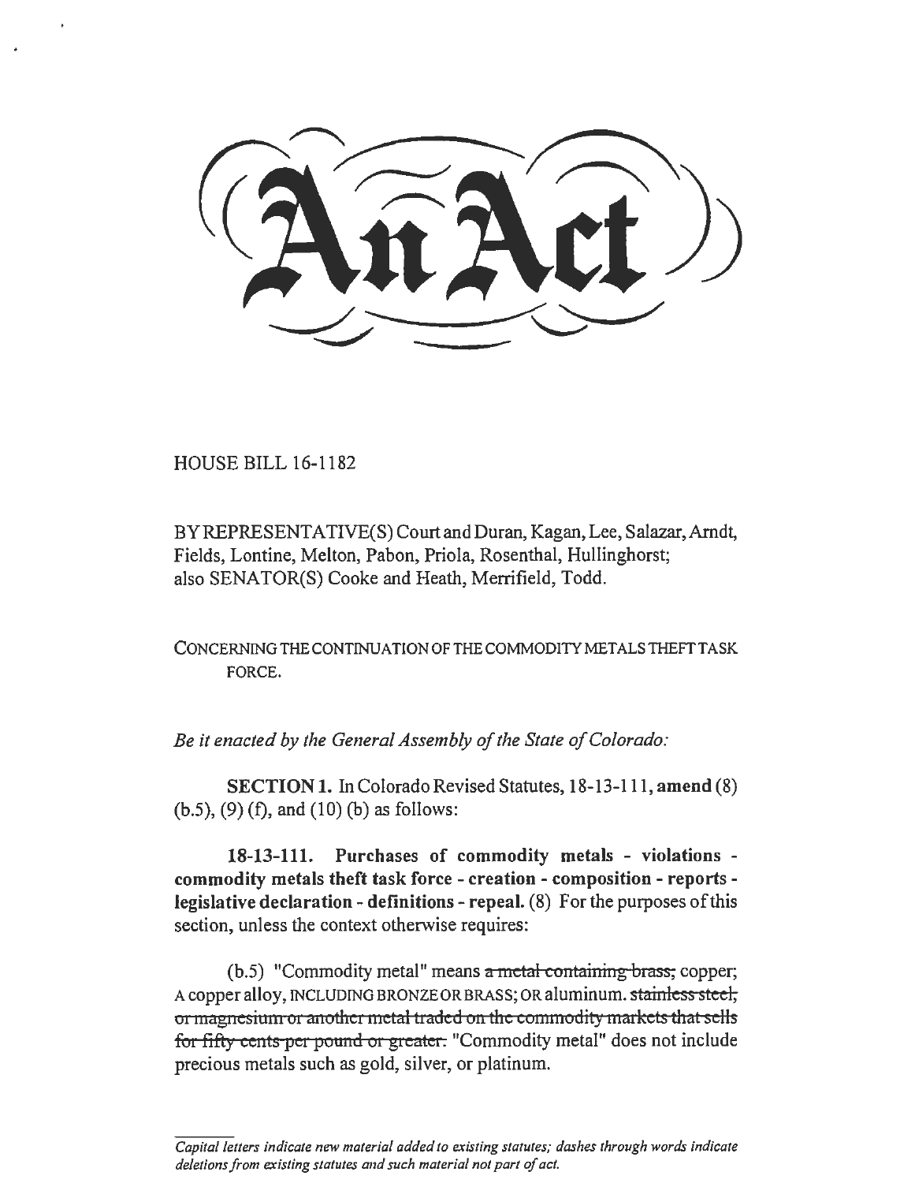# An Act

HOUSE BILL 16-1182

BY REPRESENTATIVE(S) Court and Duran, Kagan, Lee, Salazar, Arndt, Fields, Lontine, Melton, Pabon, Priola, Rosenthal, Hullinghorst; also SENATOR(S) Cooke and Heath, Merrifield, Todd.

CONCERNING THE CONTINUATION OF THE COMMODITY METALS THEFT TASK FORCE.

*Be it enacted by the General Assembly of the State of Colorado:*

**SECTION 1.** In Colorado Revised Statutes, 18-13-111, **amend** (8) (b.5), (9) (f), and (10) (b) as follows:

**18-13-111. Purchases of commodity metals - violations - commodity metals theft task force - creation - composition - reports - legislative declaration - definitions - repeal.** (8) For the purposes of this section, unless the context otherwise requires:

(b.5) "Commodity metal" means ~~a metal containing brass;~~ copper; A copper alloy, INCLUDING BRONZE OR BRASS; OR aluminum. ~~stainless steel, or magnesium or another metal traded on the commodity markets that sells for fifty cents per pound or greater.~~ "Commodity metal" does not include precious metals such as gold, silver, or platinum.

*Capital letters indicate new material added to existing statutes; dashes through words indicate deletions from existing statutes and such material not part of act.*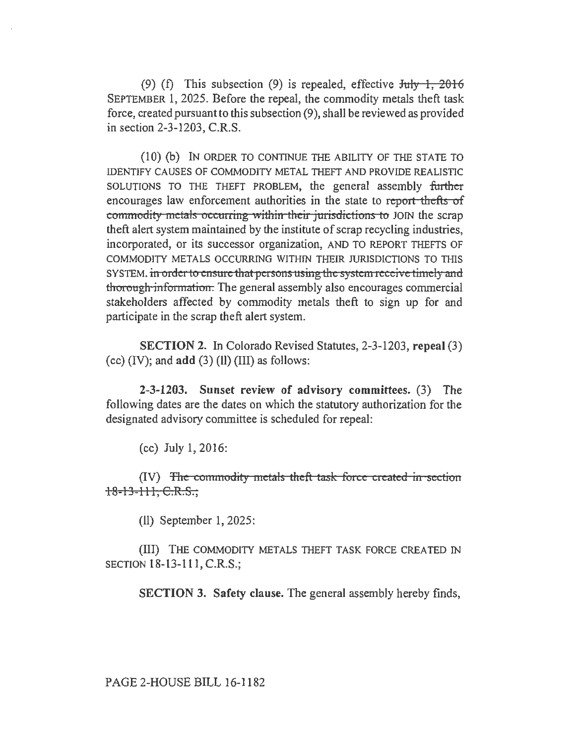(9) (f) This subsection (9) is repealed, effective ~~July 1, 2016~~ SEPTEMBER 1, 2025. Before the repeal, the commodity metals theft task force, created pursuant to this subsection (9), shall be reviewed as provided in section 2-3-1203, C.R.S.

(10) (b) IN ORDER TO CONTINUE THE ABILITY OF THE STATE TO IDENTIFY CAUSES OF COMMODITY METAL THEFT AND PROVIDE REALISTIC SOLUTIONS TO THE THEFT PROBLEM, the general assembly ~~further~~ encourages law enforcement authorities in the state to ~~report thefts of commodity metals occurring within their jurisdictions to~~ JOIN the scrap theft alert system maintained by the institute of scrap recycling industries, incorporated, or its successor organization, AND TO REPORT THEFTS OF COMMODITY METALS OCCURRING WITHIN THEIR JURISDICTIONS TO THIS SYSTEM. ~~in order to ensure that persons using the system receive timely and thorough information.~~ The general assembly also encourages commercial stakeholders affected by commodity metals theft to sign up for and participate in the scrap theft alert system.

**SECTION 2.** In Colorado Revised Statutes, 2-3-1203, **repeal** (3) (cc) (IV); and **add** (3) (ll) (III) as follows:

**2-3-1203. Sunset review of advisory committees.** (3) The following dates are the dates on which the statutory authorization for the designated advisory committee is scheduled for repeal:

(cc) July 1, 2016:

(IV) ~~The commodity metals theft task force created in section 18-13-111, C.R.S.;~~

(ll) September 1, 2025:

(III) THE COMMODITY METALS THEFT TASK FORCE CREATED IN SECTION 18-13-111, C.R.S.;

**SECTION 3. Safety clause.** The general assembly hereby finds,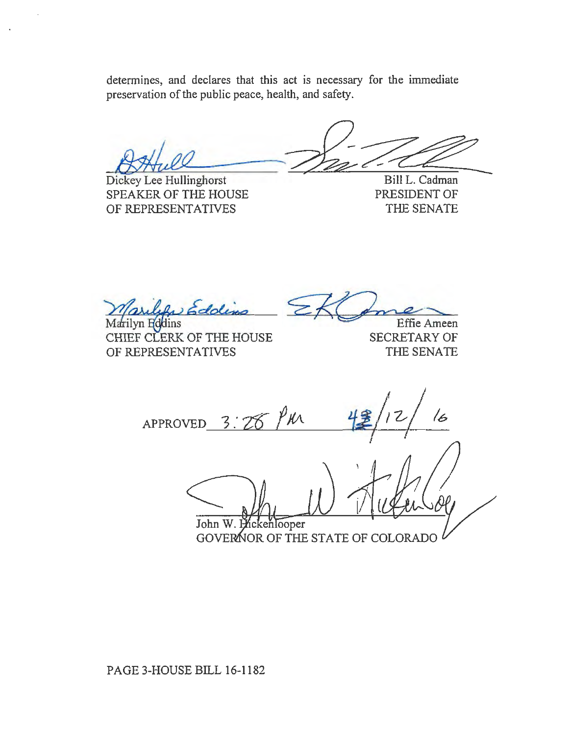determines, and declares that this act is necessary for the immediate preservation of the public peace, health, and safety.

Dickey Lee Hullinghorst
SPEAKER OF THE HOUSE
OF REPRESENTATIVES

Bill L. Cadman
PRESIDENT OF
THE SENATE

Marilyn Eddins
CHIEF CLERK OF THE HOUSE
OF REPRESENTATIVES

Effie Ameen
SECRETARY OF
THE SENATE

APPROVED 3:28 PM 4/12/16

John W. Hickenlooper
GOVERNOR OF THE STATE OF COLORADO

PAGE 3-HOUSE BILL 16-1182